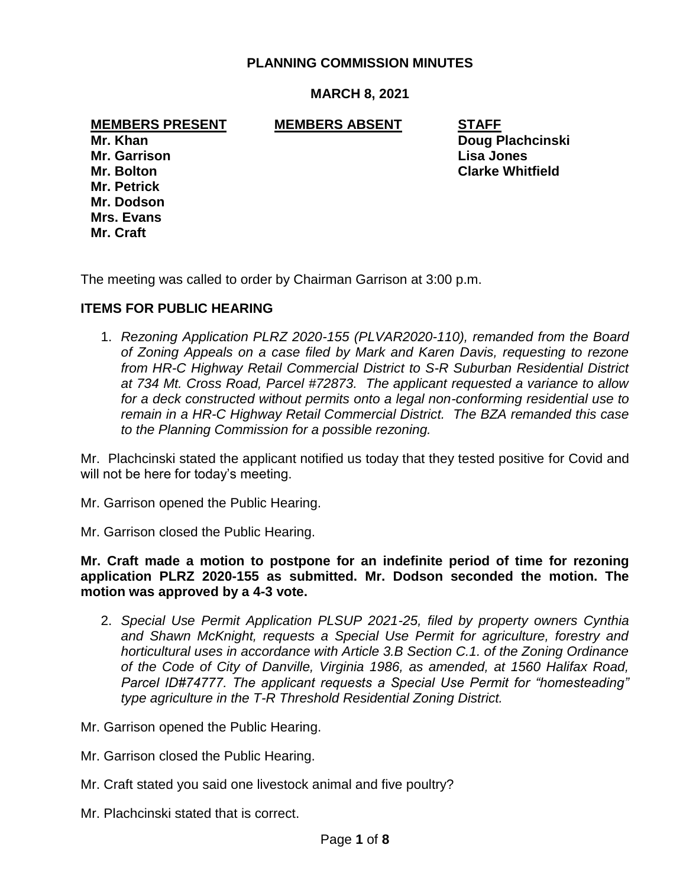# PLANNING COMMISSION MINUTES

## MARCH 8, 2021

| MEMBERS PRESENT | MEMBERS ABSENT | STAFF |
|---|---|---|
| Mr. Khan | | Doug Plachcinski |
| Mr. Garrison | | Lisa Jones |
| Mr. Bolton | | Clarke Whitfield |
| Mr. Petrick | | |
| Mr. Dodson | | |
| Mrs. Evans | | |
| Mr. Craft | | |

The meeting was called to order by Chairman Garrison at 3:00 p.m.

### ITEMS FOR PUBLIC HEARING

1. *Rezoning Application PLRZ 2020-155 (PLVAR2020-110), remanded from the Board of Zoning Appeals on a case filed by Mark and Karen Davis, requesting to rezone from HR-C Highway Retail Commercial District to S-R Suburban Residential District at 734 Mt. Cross Road, Parcel #72873. The applicant requested a variance to allow for a deck constructed without permits onto a legal non-conforming residential use to remain in a HR-C Highway Retail Commercial District. The BZA remanded this case to the Planning Commission for a possible rezoning.*

Mr. Plachcinski stated the applicant notified us today that they tested positive for Covid and will not be here for today's meeting.

Mr. Garrison opened the Public Hearing.

Mr. Garrison closed the Public Hearing.

**Mr. Craft made a motion to postpone for an indefinite period of time for rezoning application PLRZ 2020-155 as submitted. Mr. Dodson seconded the motion. The motion was approved by a 4-3 vote.**

2. *Special Use Permit Application PLSUP 2021-25, filed by property owners Cynthia and Shawn McKnight, requests a Special Use Permit for agriculture, forestry and horticultural uses in accordance with Article 3.B Section C.1. of the Zoning Ordinance of the Code of City of Danville, Virginia 1986, as amended, at 1560 Halifax Road, Parcel ID#74777. The applicant requests a Special Use Permit for "homesteading" type agriculture in the T-R Threshold Residential Zoning District.*

Mr. Garrison opened the Public Hearing.

Mr. Garrison closed the Public Hearing.

Mr. Craft stated you said one livestock animal and five poultry?

Mr. Plachcinski stated that is correct.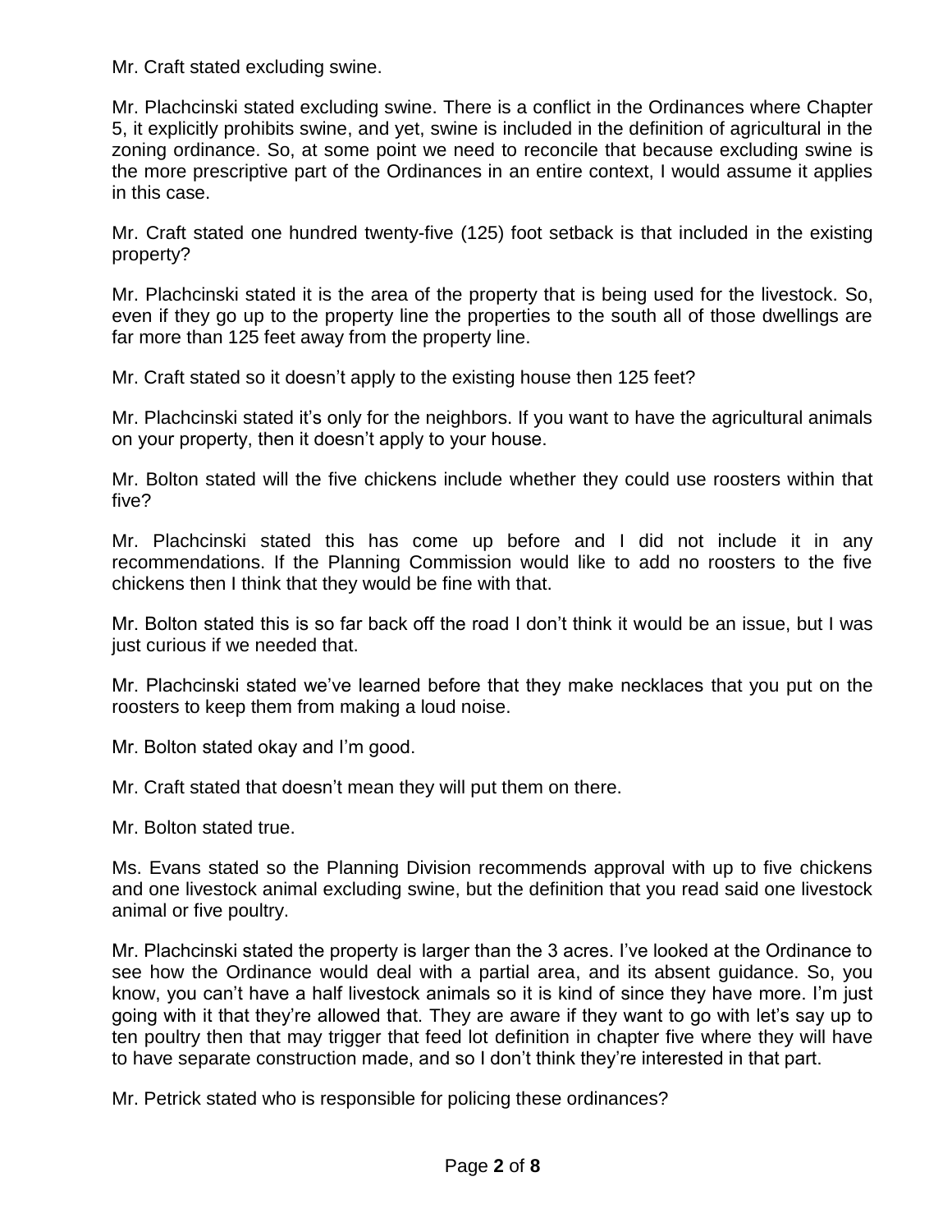Mr. Craft stated excluding swine.

Mr. Plachcinski stated excluding swine. There is a conflict in the Ordinances where Chapter 5, it explicitly prohibits swine, and yet, swine is included in the definition of agricultural in the zoning ordinance. So, at some point we need to reconcile that because excluding swine is the more prescriptive part of the Ordinances in an entire context, I would assume it applies in this case.

Mr. Craft stated one hundred twenty-five (125) foot setback is that included in the existing property?

Mr. Plachcinski stated it is the area of the property that is being used for the livestock. So, even if they go up to the property line the properties to the south all of those dwellings are far more than 125 feet away from the property line.

Mr. Craft stated so it doesn't apply to the existing house then 125 feet?

Mr. Plachcinski stated it's only for the neighbors. If you want to have the agricultural animals on your property, then it doesn't apply to your house.

Mr. Bolton stated will the five chickens include whether they could use roosters within that five?

Mr. Plachcinski stated this has come up before and I did not include it in any recommendations. If the Planning Commission would like to add no roosters to the five chickens then I think that they would be fine with that.

Mr. Bolton stated this is so far back off the road I don't think it would be an issue, but I was just curious if we needed that.

Mr. Plachcinski stated we've learned before that they make necklaces that you put on the roosters to keep them from making a loud noise.

Mr. Bolton stated okay and I'm good.

Mr. Craft stated that doesn't mean they will put them on there.

Mr. Bolton stated true.

Ms. Evans stated so the Planning Division recommends approval with up to five chickens and one livestock animal excluding swine, but the definition that you read said one livestock animal or five poultry.

Mr. Plachcinski stated the property is larger than the 3 acres. I've looked at the Ordinance to see how the Ordinance would deal with a partial area, and its absent guidance. So, you know, you can't have a half livestock animals so it is kind of since they have more. I'm just going with it that they're allowed that. They are aware if they want to go with let's say up to ten poultry then that may trigger that feed lot definition in chapter five where they will have to have separate construction made, and so I don't think they're interested in that part.

Mr. Petrick stated who is responsible for policing these ordinances?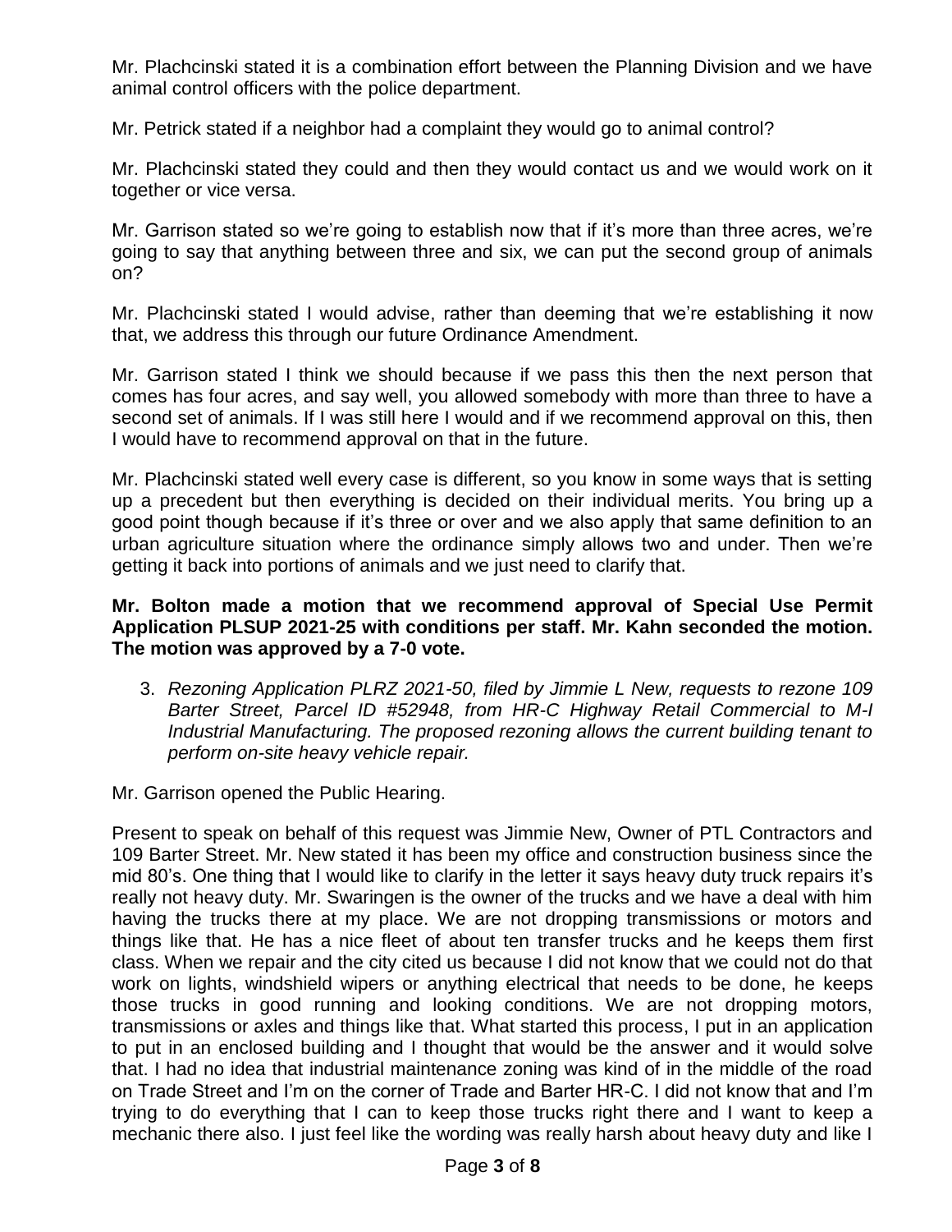Mr. Plachcinski stated it is a combination effort between the Planning Division and we have animal control officers with the police department.

Mr. Petrick stated if a neighbor had a complaint they would go to animal control?

Mr. Plachcinski stated they could and then they would contact us and we would work on it together or vice versa.

Mr. Garrison stated so we're going to establish now that if it's more than three acres, we're going to say that anything between three and six, we can put the second group of animals on?

Mr. Plachcinski stated I would advise, rather than deeming that we're establishing it now that, we address this through our future Ordinance Amendment.

Mr. Garrison stated I think we should because if we pass this then the next person that comes has four acres, and say well, you allowed somebody with more than three to have a second set of animals. If I was still here I would and if we recommend approval on this, then I would have to recommend approval on that in the future.

Mr. Plachcinski stated well every case is different, so you know in some ways that is setting up a precedent but then everything is decided on their individual merits. You bring up a good point though because if it's three or over and we also apply that same definition to an urban agriculture situation where the ordinance simply allows two and under. Then we're getting it back into portions of animals and we just need to clarify that.

**Mr. Bolton made a motion that we recommend approval of Special Use Permit Application PLSUP 2021-25 with conditions per staff. Mr. Kahn seconded the motion. The motion was approved by a 7-0 vote.**

3. *Rezoning Application PLRZ 2021-50, filed by Jimmie L New, requests to rezone 109 Barter Street, Parcel ID #52948, from HR-C Highway Retail Commercial to M-I Industrial Manufacturing. The proposed rezoning allows the current building tenant to perform on-site heavy vehicle repair.*

Mr. Garrison opened the Public Hearing.

Present to speak on behalf of this request was Jimmie New, Owner of PTL Contractors and 109 Barter Street. Mr. New stated it has been my office and construction business since the mid 80's. One thing that I would like to clarify in the letter it says heavy duty truck repairs it's really not heavy duty. Mr. Swaringen is the owner of the trucks and we have a deal with him having the trucks there at my place. We are not dropping transmissions or motors and things like that. He has a nice fleet of about ten transfer trucks and he keeps them first class. When we repair and the city cited us because I did not know that we could not do that work on lights, windshield wipers or anything electrical that needs to be done, he keeps those trucks in good running and looking conditions. We are not dropping motors, transmissions or axles and things like that. What started this process, I put in an application to put in an enclosed building and I thought that would be the answer and it would solve that. I had no idea that industrial maintenance zoning was kind of in the middle of the road on Trade Street and I'm on the corner of Trade and Barter HR-C. I did not know that and I'm trying to do everything that I can to keep those trucks right there and I want to keep a mechanic there also. I just feel like the wording was really harsh about heavy duty and like I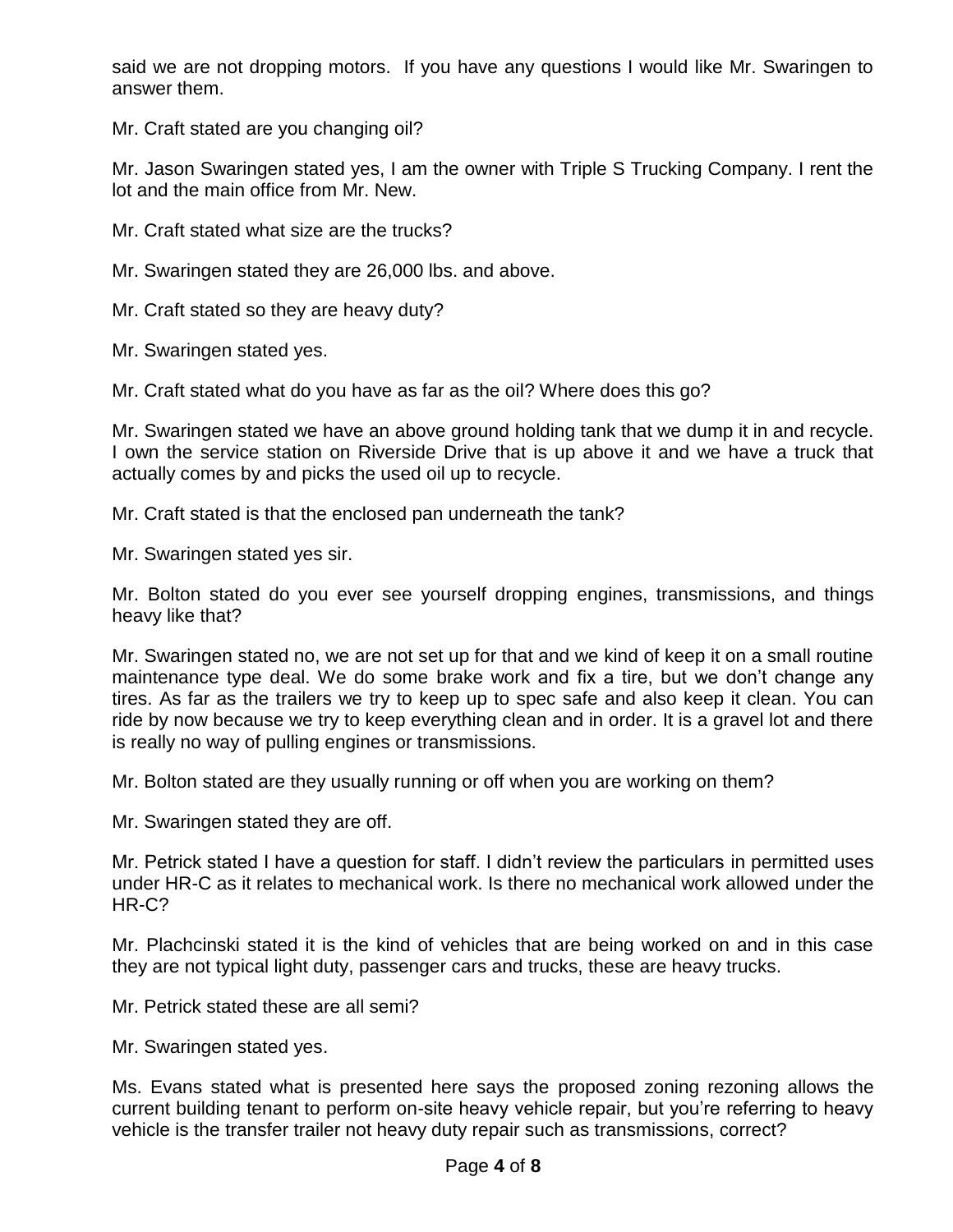said we are not dropping motors. If you have any questions I would like Mr. Swaringen to answer them.

Mr. Craft stated are you changing oil?

Mr. Jason Swaringen stated yes, I am the owner with Triple S Trucking Company. I rent the lot and the main office from Mr. New.

Mr. Craft stated what size are the trucks?

Mr. Swaringen stated they are 26,000 lbs. and above.

Mr. Craft stated so they are heavy duty?

Mr. Swaringen stated yes.

Mr. Craft stated what do you have as far as the oil? Where does this go?

Mr. Swaringen stated we have an above ground holding tank that we dump it in and recycle. I own the service station on Riverside Drive that is up above it and we have a truck that actually comes by and picks the used oil up to recycle.

Mr. Craft stated is that the enclosed pan underneath the tank?

Mr. Swaringen stated yes sir.

Mr. Bolton stated do you ever see yourself dropping engines, transmissions, and things heavy like that?

Mr. Swaringen stated no, we are not set up for that and we kind of keep it on a small routine maintenance type deal. We do some brake work and fix a tire, but we don't change any tires. As far as the trailers we try to keep up to spec safe and also keep it clean. You can ride by now because we try to keep everything clean and in order. It is a gravel lot and there is really no way of pulling engines or transmissions.

Mr. Bolton stated are they usually running or off when you are working on them?

Mr. Swaringen stated they are off.

Mr. Petrick stated I have a question for staff. I didn't review the particulars in permitted uses under HR-C as it relates to mechanical work. Is there no mechanical work allowed under the HR-C?

Mr. Plachcinski stated it is the kind of vehicles that are being worked on and in this case they are not typical light duty, passenger cars and trucks, these are heavy trucks.

Mr. Petrick stated these are all semi?

Mr. Swaringen stated yes.

Ms. Evans stated what is presented here says the proposed zoning rezoning allows the current building tenant to perform on-site heavy vehicle repair, but you're referring to heavy vehicle is the transfer trailer not heavy duty repair such as transmissions, correct?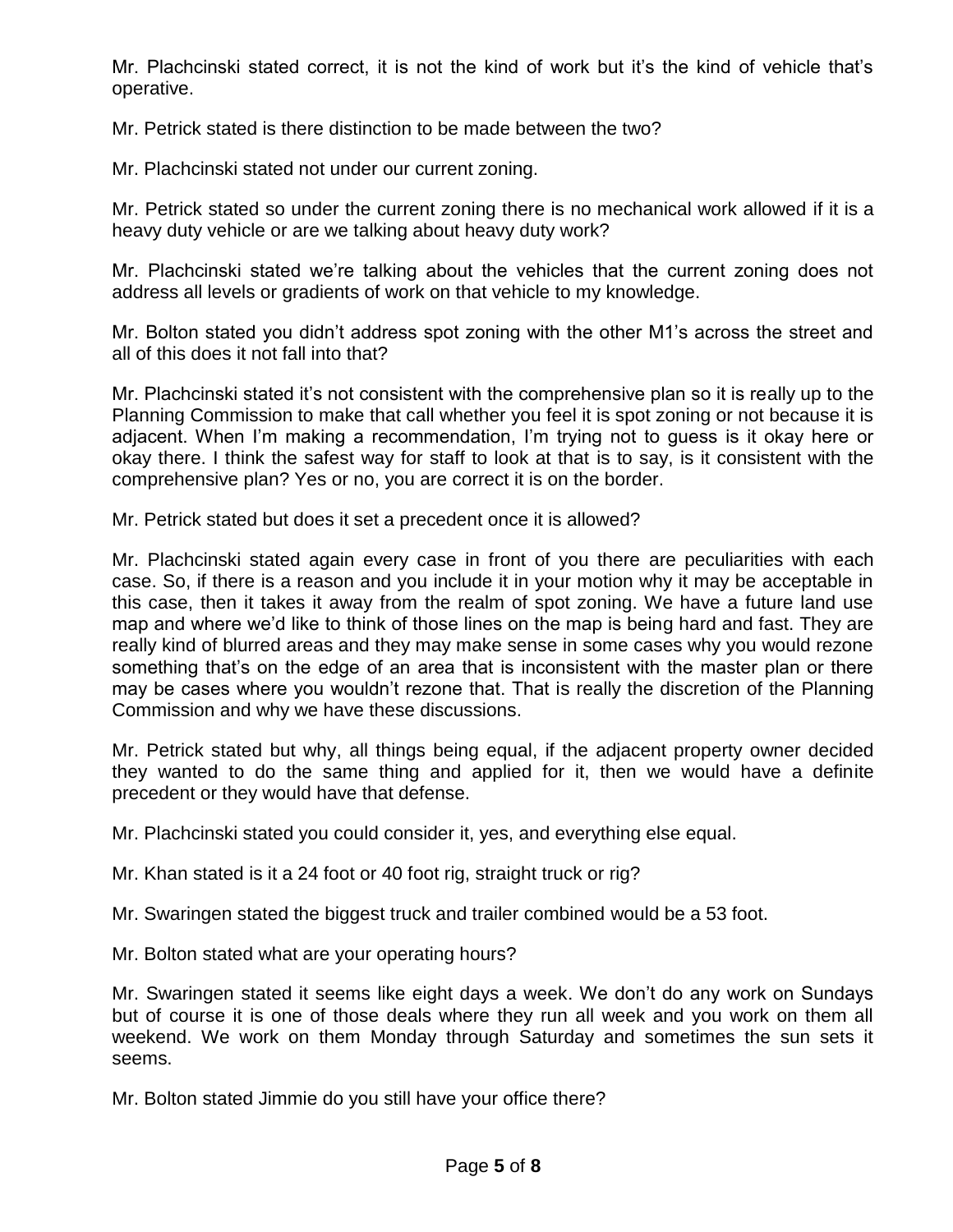Mr. Plachcinski stated correct, it is not the kind of work but it's the kind of vehicle that's operative.

Mr. Petrick stated is there distinction to be made between the two?

Mr. Plachcinski stated not under our current zoning.

Mr. Petrick stated so under the current zoning there is no mechanical work allowed if it is a heavy duty vehicle or are we talking about heavy duty work?

Mr. Plachcinski stated we're talking about the vehicles that the current zoning does not address all levels or gradients of work on that vehicle to my knowledge.

Mr. Bolton stated you didn't address spot zoning with the other M1's across the street and all of this does it not fall into that?

Mr. Plachcinski stated it's not consistent with the comprehensive plan so it is really up to the Planning Commission to make that call whether you feel it is spot zoning or not because it is adjacent. When I'm making a recommendation, I'm trying not to guess is it okay here or okay there. I think the safest way for staff to look at that is to say, is it consistent with the comprehensive plan? Yes or no, you are correct it is on the border.

Mr. Petrick stated but does it set a precedent once it is allowed?

Mr. Plachcinski stated again every case in front of you there are peculiarities with each case. So, if there is a reason and you include it in your motion why it may be acceptable in this case, then it takes it away from the realm of spot zoning. We have a future land use map and where we'd like to think of those lines on the map is being hard and fast. They are really kind of blurred areas and they may make sense in some cases why you would rezone something that's on the edge of an area that is inconsistent with the master plan or there may be cases where you wouldn't rezone that. That is really the discretion of the Planning Commission and why we have these discussions.

Mr. Petrick stated but why, all things being equal, if the adjacent property owner decided they wanted to do the same thing and applied for it, then we would have a definite precedent or they would have that defense.

Mr. Plachcinski stated you could consider it, yes, and everything else equal.

Mr. Khan stated is it a 24 foot or 40 foot rig, straight truck or rig?

Mr. Swaringen stated the biggest truck and trailer combined would be a 53 foot.

Mr. Bolton stated what are your operating hours?

Mr. Swaringen stated it seems like eight days a week. We don't do any work on Sundays but of course it is one of those deals where they run all week and you work on them all weekend. We work on them Monday through Saturday and sometimes the sun sets it seems.

Mr. Bolton stated Jimmie do you still have your office there?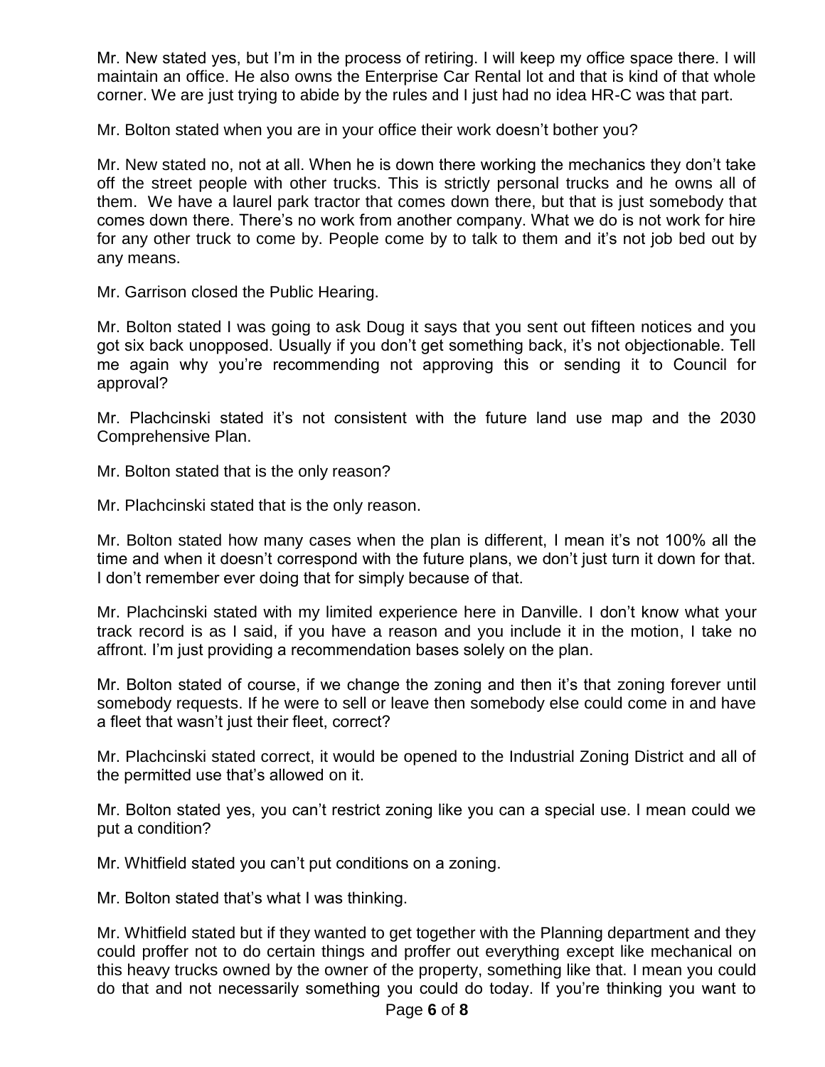Mr. New stated yes, but I'm in the process of retiring. I will keep my office space there. I will maintain an office. He also owns the Enterprise Car Rental lot and that is kind of that whole corner. We are just trying to abide by the rules and I just had no idea HR-C was that part.

Mr. Bolton stated when you are in your office their work doesn't bother you?

Mr. New stated no, not at all. When he is down there working the mechanics they don't take off the street people with other trucks. This is strictly personal trucks and he owns all of them. We have a laurel park tractor that comes down there, but that is just somebody that comes down there. There's no work from another company. What we do is not work for hire for any other truck to come by. People come by to talk to them and it's not job bed out by any means.

Mr. Garrison closed the Public Hearing.

Mr. Bolton stated I was going to ask Doug it says that you sent out fifteen notices and you got six back unopposed. Usually if you don't get something back, it's not objectionable. Tell me again why you're recommending not approving this or sending it to Council for approval?

Mr. Plachcinski stated it's not consistent with the future land use map and the 2030 Comprehensive Plan.

Mr. Bolton stated that is the only reason?

Mr. Plachcinski stated that is the only reason.

Mr. Bolton stated how many cases when the plan is different, I mean it's not 100% all the time and when it doesn't correspond with the future plans, we don't just turn it down for that. I don't remember ever doing that for simply because of that.

Mr. Plachcinski stated with my limited experience here in Danville. I don't know what your track record is as I said, if you have a reason and you include it in the motion, I take no affront. I'm just providing a recommendation bases solely on the plan.

Mr. Bolton stated of course, if we change the zoning and then it's that zoning forever until somebody requests. If he were to sell or leave then somebody else could come in and have a fleet that wasn't just their fleet, correct?

Mr. Plachcinski stated correct, it would be opened to the Industrial Zoning District and all of the permitted use that's allowed on it.

Mr. Bolton stated yes, you can't restrict zoning like you can a special use. I mean could we put a condition?

Mr. Whitfield stated you can't put conditions on a zoning.

Mr. Bolton stated that's what I was thinking.

Mr. Whitfield stated but if they wanted to get together with the Planning department and they could proffer not to do certain things and proffer out everything except like mechanical on this heavy trucks owned by the owner of the property, something like that. I mean you could do that and not necessarily something you could do today. If you're thinking you want to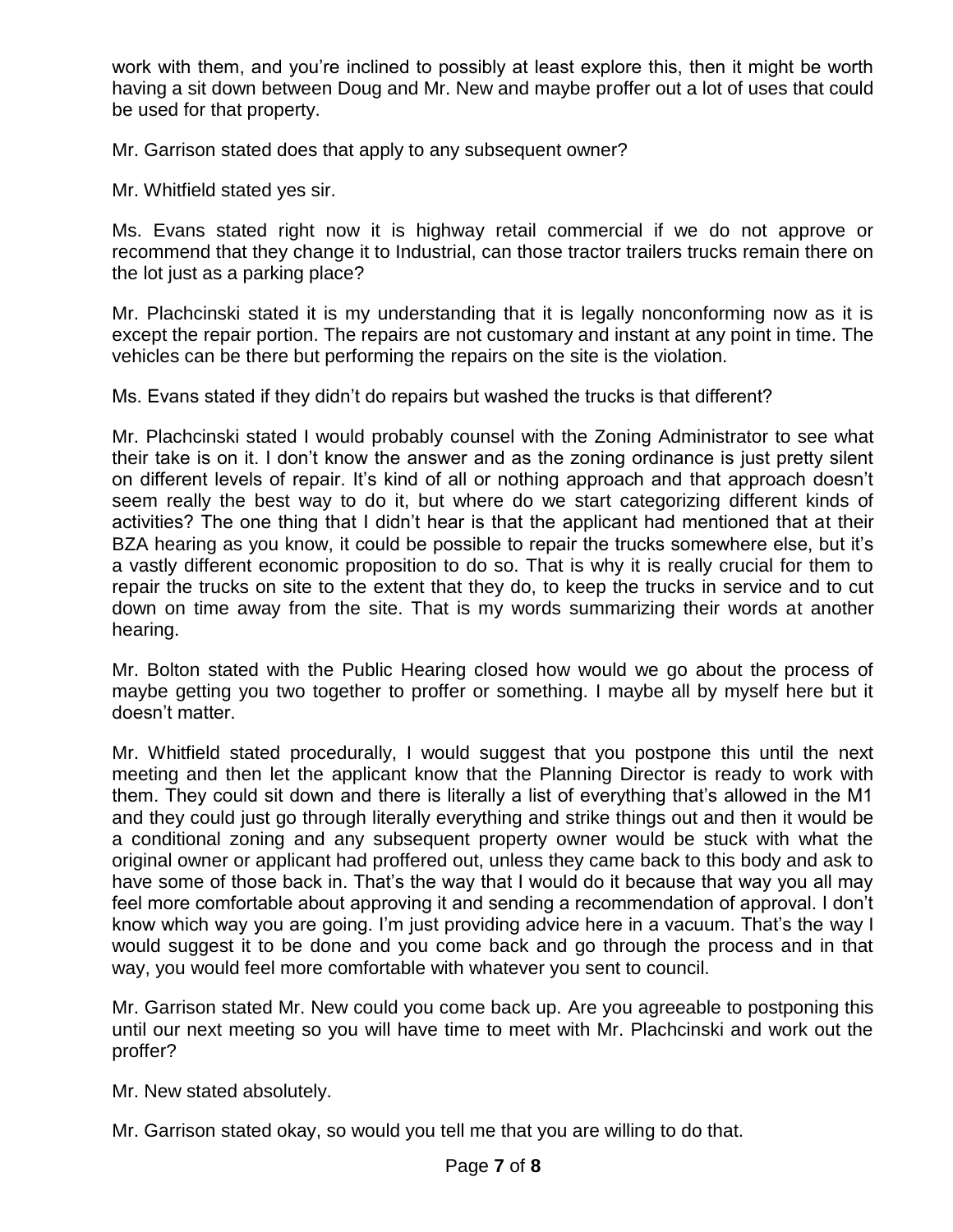work with them, and you're inclined to possibly at least explore this, then it might be worth having a sit down between Doug and Mr. New and maybe proffer out a lot of uses that could be used for that property.

Mr. Garrison stated does that apply to any subsequent owner?

Mr. Whitfield stated yes sir.

Ms. Evans stated right now it is highway retail commercial if we do not approve or recommend that they change it to Industrial, can those tractor trailers trucks remain there on the lot just as a parking place?

Mr. Plachcinski stated it is my understanding that it is legally nonconforming now as it is except the repair portion. The repairs are not customary and instant at any point in time. The vehicles can be there but performing the repairs on the site is the violation.

Ms. Evans stated if they didn't do repairs but washed the trucks is that different?

Mr. Plachcinski stated I would probably counsel with the Zoning Administrator to see what their take is on it. I don't know the answer and as the zoning ordinance is just pretty silent on different levels of repair. It's kind of all or nothing approach and that approach doesn't seem really the best way to do it, but where do we start categorizing different kinds of activities? The one thing that I didn't hear is that the applicant had mentioned that at their BZA hearing as you know, it could be possible to repair the trucks somewhere else, but it's a vastly different economic proposition to do so. That is why it is really crucial for them to repair the trucks on site to the extent that they do, to keep the trucks in service and to cut down on time away from the site. That is my words summarizing their words at another hearing.

Mr. Bolton stated with the Public Hearing closed how would we go about the process of maybe getting you two together to proffer or something. I maybe all by myself here but it doesn't matter.

Mr. Whitfield stated procedurally, I would suggest that you postpone this until the next meeting and then let the applicant know that the Planning Director is ready to work with them. They could sit down and there is literally a list of everything that's allowed in the M1 and they could just go through literally everything and strike things out and then it would be a conditional zoning and any subsequent property owner would be stuck with what the original owner or applicant had proffered out, unless they came back to this body and ask to have some of those back in. That's the way that I would do it because that way you all may feel more comfortable about approving it and sending a recommendation of approval. I don't know which way you are going. I'm just providing advice here in a vacuum. That's the way I would suggest it to be done and you come back and go through the process and in that way, you would feel more comfortable with whatever you sent to council.

Mr. Garrison stated Mr. New could you come back up. Are you agreeable to postponing this until our next meeting so you will have time to meet with Mr. Plachcinski and work out the proffer?

Mr. New stated absolutely.

Mr. Garrison stated okay, so would you tell me that you are willing to do that.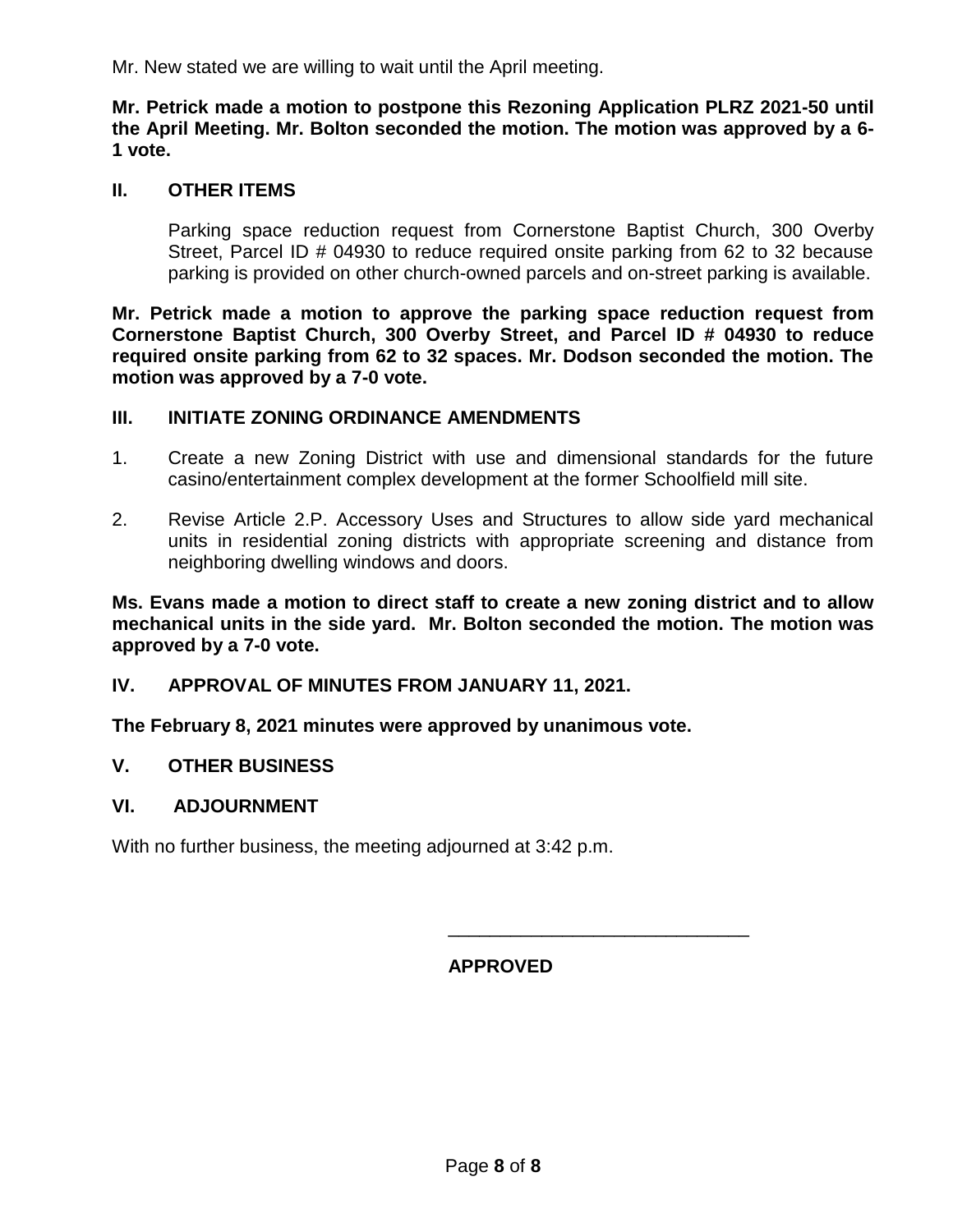Mr. New stated we are willing to wait until the April meeting.

**Mr. Petrick made a motion to postpone this Rezoning Application PLRZ 2021-50 until the April Meeting. Mr. Bolton seconded the motion. The motion was approved by a 6-1 vote.**

## II. OTHER ITEMS

Parking space reduction request from Cornerstone Baptist Church, 300 Overby Street, Parcel ID # 04930 to reduce required onsite parking from 62 to 32 because parking is provided on other church-owned parcels and on-street parking is available.

**Mr. Petrick made a motion to approve the parking space reduction request from Cornerstone Baptist Church, 300 Overby Street, and Parcel ID # 04930 to reduce required onsite parking from 62 to 32 spaces. Mr. Dodson seconded the motion. The motion was approved by a 7-0 vote.**

## III. INITIATE ZONING ORDINANCE AMENDMENTS

1. Create a new Zoning District with use and dimensional standards for the future casino/entertainment complex development at the former Schoolfield mill site.
2. Revise Article 2.P. Accessory Uses and Structures to allow side yard mechanical units in residential zoning districts with appropriate screening and distance from neighboring dwelling windows and doors.

**Ms. Evans made a motion to direct staff to create a new zoning district and to allow mechanical units in the side yard. Mr. Bolton seconded the motion. The motion was approved by a 7-0 vote.**

## IV. APPROVAL OF MINUTES FROM JANUARY 11, 2021.

**The February 8, 2021 minutes were approved by unanimous vote.**

## V. OTHER BUSINESS

## VI. ADJOURNMENT

With no further business, the meeting adjourned at 3:42 p.m.

\_\_\_\_\_\_\_\_\_\_\_\_\_\_\_\_\_\_\_\_\_\_\_\_\_\_\_\_\_\_

**APPROVED**